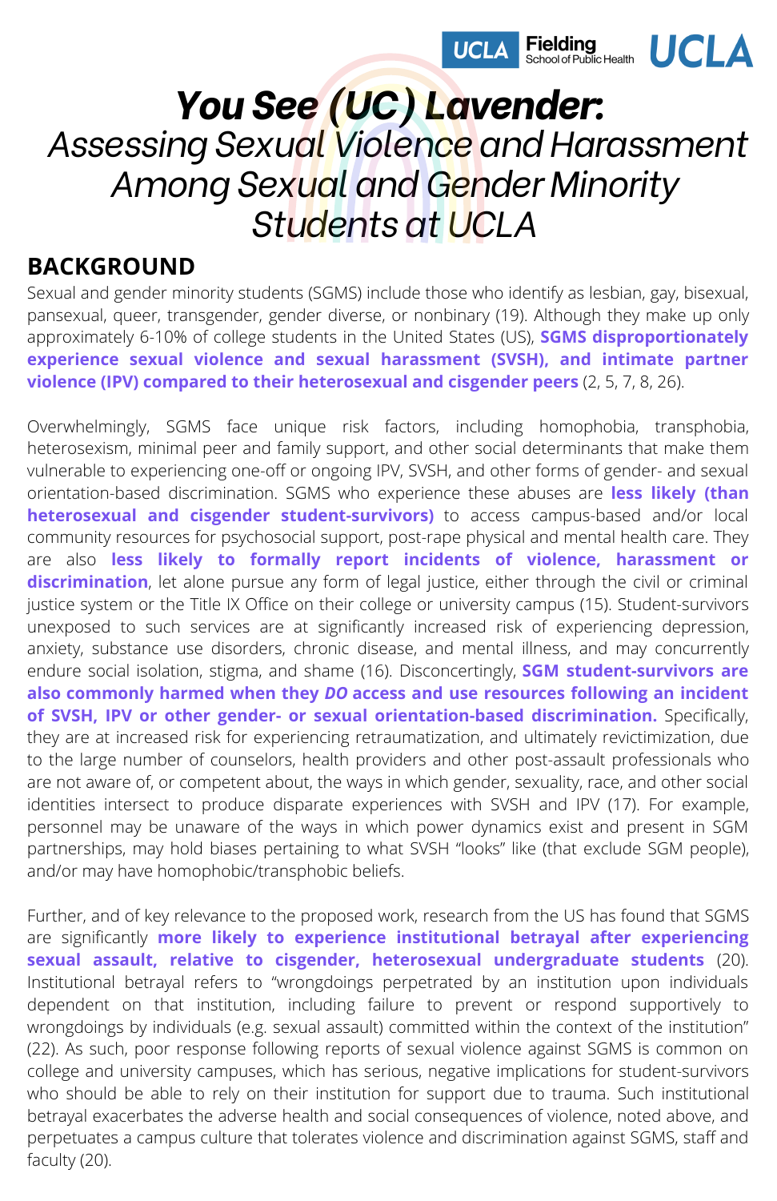# *You See (UC) Lavender:*

## *Assessing Sexual Violence and Harassment Among Sexual and Gender Minority Students at UCLA*

## BACKGROUND

Sexual and gender minority students (SGMS) include those who identify as lesbian, gay, bisexual, pansexual, queer, transgender, gender diverse, or nonbinary (19). Although they make up only approximately 6-10% of college students in the United States (US), **SGMS disproportionately experience sexual violence and sexual harassment (SVSH), and intimate partner violence (IPV) compared to their heterosexual and cisgender peers** (2, 5, 7, 8, 26).

Overwhelmingly, SGMS face unique risk factors, including homophobia, transphobia, heterosexism, minimal peer and family support, and other social determinants that make them vulnerable to experiencing one-off or ongoing IPV, SVSH, and other forms of gender- and sexual orientation-based discrimination. SGMS who experience these abuses are **less likely (than heterosexual and cisgender student-survivors)** to access campus-based and/or local community resources for psychosocial support, post-rape physical and mental health care. They are also **less likely to formally report incidents of violence, harassment or discrimination**, let alone pursue any form of legal justice, either through the civil or criminal justice system or the Title IX Office on their college or university campus (15). Student-survivors unexposed to such services are at significantly increased risk of experiencing depression, anxiety, substance use disorders, chronic disease, and mental illness, and may concurrently endure social isolation, stigma, and shame (16). Disconcertingly, **SGM student-survivors are also commonly harmed when they *DO* access and use resources following an incident of SVSH, IPV or other gender- or sexual orientation-based discrimination.** Specifically, they are at increased risk for experiencing retraumatization, and ultimately revictimization, due to the large number of counselors, health providers and other post-assault professionals who are not aware of, or competent about, the ways in which gender, sexuality, race, and other social identities intersect to produce disparate experiences with SVSH and IPV (17). For example, personnel may be unaware of the ways in which power dynamics exist and present in SGM partnerships, may hold biases pertaining to what SVSH "looks" like (that exclude SGM people), and/or may have homophobic/transphobic beliefs.

Further, and of key relevance to the proposed work, research from the US has found that SGMS are significantly **more likely to experience institutional betrayal after experiencing sexual assault, relative to cisgender, heterosexual undergraduate students** (20). Institutional betrayal refers to "wrongdoings perpetrated by an institution upon individuals dependent on that institution, including failure to prevent or respond supportively to wrongdoings by individuals (e.g. sexual assault) committed within the context of the institution" (22). As such, poor response following reports of sexual violence against SGMS is common on college and university campuses, which has serious, negative implications for student-survivors who should be able to rely on their institution for support due to trauma. Such institutional betrayal exacerbates the adverse health and social consequences of violence, noted above, and perpetuates a campus culture that tolerates violence and discrimination against SGMS, staff and faculty (20).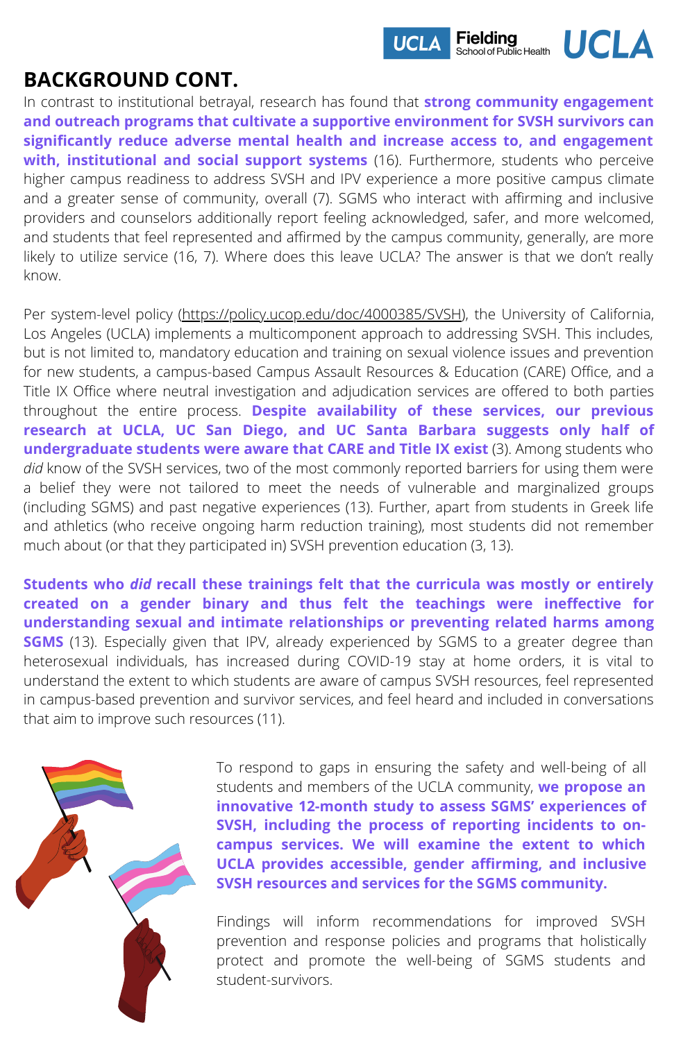## BACKGROUND CONT.

In contrast to institutional betrayal, research has found that **strong community engagement and outreach programs that cultivate a supportive environment for SVSH survivors can significantly reduce adverse mental health and increase access to, and engagement with, institutional and social support systems** (16). Furthermore, students who perceive higher campus readiness to address SVSH and IPV experience a more positive campus climate and a greater sense of community, overall (7). SGMS who interact with affirming and inclusive providers and counselors additionally report feeling acknowledged, safer, and more welcomed, and students that feel represented and affirmed by the campus community, generally, are more likely to utilize service (16, 7). Where does this leave UCLA? The answer is that we don't really know.

Per system-level policy (https://policy.ucop.edu/doc/4000385/SVSH), the University of California, Los Angeles (UCLA) implements a multicomponent approach to addressing SVSH. This includes, but is not limited to, mandatory education and training on sexual violence issues and prevention for new students, a campus-based Campus Assault Resources & Education (CARE) Office, and a Title IX Office where neutral investigation and adjudication services are offered to both parties throughout the entire process. **Despite availability of these services, our previous research at UCLA, UC San Diego, and UC Santa Barbara suggests only half of undergraduate students were aware that CARE and Title IX exist** (3). Among students who *did* know of the SVSH services, two of the most commonly reported barriers for using them were a belief they were not tailored to meet the needs of vulnerable and marginalized groups (including SGMS) and past negative experiences (13). Further, apart from students in Greek life and athletics (who receive ongoing harm reduction training), most students did not remember much about (or that they participated in) SVSH prevention education (3, 13).

**Students who *did* recall these trainings felt that the curricula was mostly or entirely created on a gender binary and thus felt the teachings were ineffective for understanding sexual and intimate relationships or preventing related harms among SGMS** (13). Especially given that IPV, already experienced by SGMS to a greater degree than heterosexual individuals, has increased during COVID-19 stay at home orders, it is vital to understand the extent to which students are aware of campus SVSH resources, feel represented in campus-based prevention and survivor services, and feel heard and included in conversations that aim to improve such resources (11).

To respond to gaps in ensuring the safety and well-being of all students and members of the UCLA community, **we propose an innovative 12-month study to assess SGMS' experiences of SVSH, including the process of reporting incidents to on-campus services. We will examine the extent to which UCLA provides accessible, gender affirming, and inclusive SVSH resources and services for the SGMS community.**

Findings will inform recommendations for improved SVSH prevention and response policies and programs that holistically protect and promote the well-being of SGMS students and student-survivors.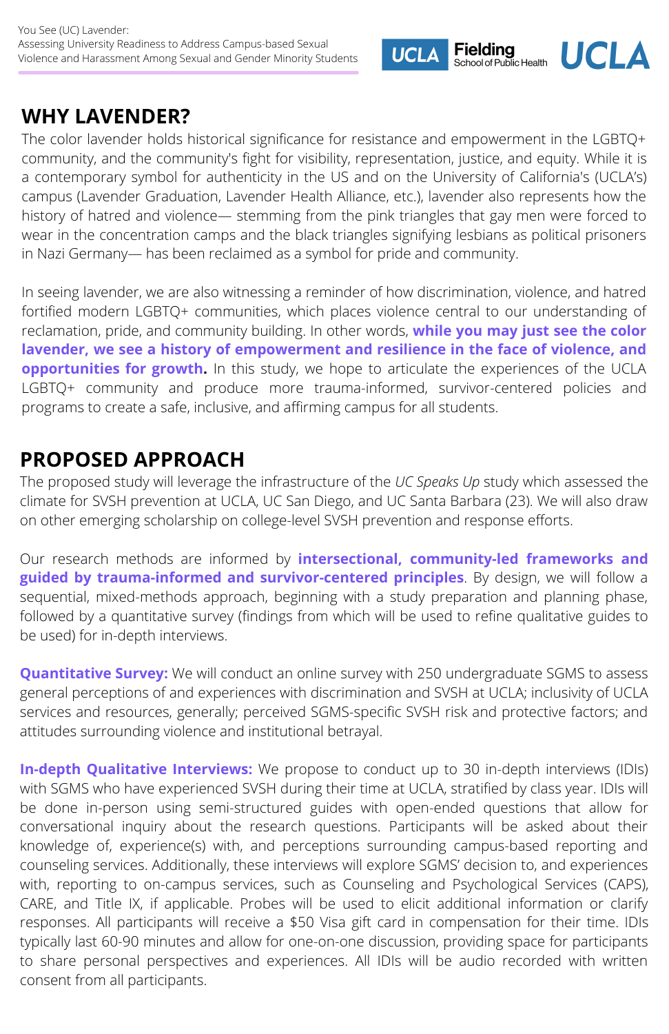## WHY LAVENDER?

The color lavender holds historical significance for resistance and empowerment in the LGBTQ+ community, and the community's fight for visibility, representation, justice, and equity. While it is a contemporary symbol for authenticity in the US and on the University of California's (UCLA's) campus (Lavender Graduation, Lavender Health Alliance, etc.), lavender also represents how the history of hatred and violence— stemming from the pink triangles that gay men were forced to wear in the concentration camps and the black triangles signifying lesbians as political prisoners in Nazi Germany— has been reclaimed as a symbol for pride and community.

In seeing lavender, we are also witnessing a reminder of how discrimination, violence, and hatred fortified modern LGBTQ+ communities, which places violence central to our understanding of reclamation, pride, and community building. In other words, **while you may just see the color lavender, we see a history of empowerment and resilience in the face of violence, and opportunities for growth.** In this study, we hope to articulate the experiences of the UCLA LGBTQ+ community and produce more trauma-informed, survivor-centered policies and programs to create a safe, inclusive, and affirming campus for all students.

## PROPOSED APPROACH

The proposed study will leverage the infrastructure of the *UC Speaks Up* study which assessed the climate for SVSH prevention at UCLA, UC San Diego, and UC Santa Barbara (23). We will also draw on other emerging scholarship on college-level SVSH prevention and response efforts.

Our research methods are informed by **intersectional, community-led frameworks and guided by trauma-informed and survivor-centered principles**. By design, we will follow a sequential, mixed-methods approach, beginning with a study preparation and planning phase, followed by a quantitative survey (findings from which will be used to refine qualitative guides to be used) for in-depth interviews.

**Quantitative Survey:** We will conduct an online survey with 250 undergraduate SGMS to assess general perceptions of and experiences with discrimination and SVSH at UCLA; inclusivity of UCLA services and resources, generally; perceived SGMS-specific SVSH risk and protective factors; and attitudes surrounding violence and institutional betrayal.

**In-depth Qualitative Interviews:** We propose to conduct up to 30 in-depth interviews (IDIs) with SGMS who have experienced SVSH during their time at UCLA, stratified by class year. IDIs will be done in-person using semi-structured guides with open-ended questions that allow for conversational inquiry about the research questions. Participants will be asked about their knowledge of, experience(s) with, and perceptions surrounding campus-based reporting and counseling services. Additionally, these interviews will explore SGMS' decision to, and experiences with, reporting to on-campus services, such as Counseling and Psychological Services (CAPS), CARE, and Title IX, if applicable. Probes will be used to elicit additional information or clarify responses. All participants will receive a $50 Visa gift card in compensation for their time. IDIs typically last 60-90 minutes and allow for one-on-one discussion, providing space for participants to share personal perspectives and experiences. All IDIs will be audio recorded with written consent from all participants.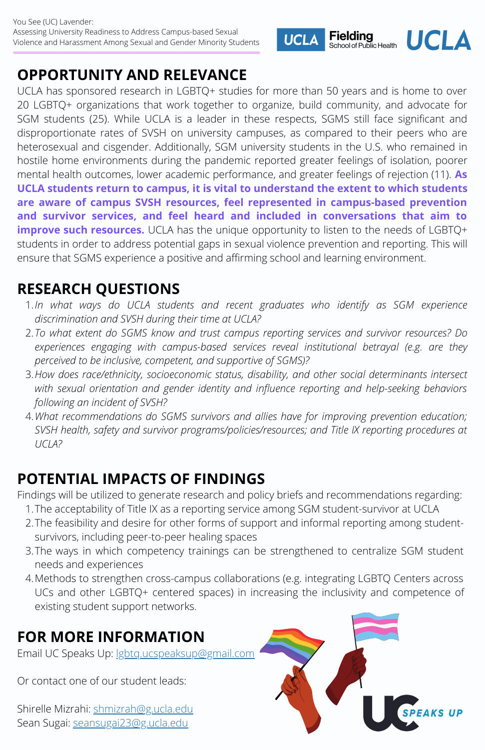You See (UC) Lavender:
Assessing University Readiness to Address Campus-based Sexual Violence and Harassment Among Sexual and Gender Minority Students

## OPPORTUNITY AND RELEVANCE

UCLA has sponsored research in LGBTQ+ studies for more than 50 years and is home to over 20 LGBTQ+ organizations that work together to organize, build community, and advocate for SGM students (25). While UCLA is a leader in these respects, SGMS still face significant and disproportionate rates of SVSH on university campuses, as compared to their peers who are heterosexual and cisgender. Additionally, SGM university students in the U.S. who remained in hostile home environments during the pandemic reported greater feelings of isolation, poorer mental health outcomes, lower academic performance, and greater feelings of rejection (11). **As UCLA students return to campus, it is vital to understand the extent to which students are aware of campus SVSH resources, feel represented in campus-based prevention and survivor services, and feel heard and included in conversations that aim to improve such resources.** UCLA has the unique opportunity to listen to the needs of LGBTQ+ students in order to address potential gaps in sexual violence prevention and reporting. This will ensure that SGMS experience a positive and affirming school and learning environment.

## RESEARCH QUESTIONS

1. *In what ways do UCLA students and recent graduates who identify as SGM experience discrimination and SVSH during their time at UCLA?*
2. *To what extent do SGMS know and trust campus reporting services and survivor resources? Do experiences engaging with campus-based services reveal institutional betrayal (e.g. are they perceived to be inclusive, competent, and supportive of SGMS)?*
3. *How does race/ethnicity, socioeconomic status, disability, and other social determinants intersect with sexual orientation and gender identity and influence reporting and help-seeking behaviors following an incident of SVSH?*
4. *What recommendations do SGMS survivors and allies have for improving prevention education; SVSH health, safety and survivor programs/policies/resources; and Title IX reporting procedures at UCLA?*

## POTENTIAL IMPACTS OF FINDINGS

Findings will be utilized to generate research and policy briefs and recommendations regarding:

1. The acceptability of Title IX as a reporting service among SGM student-survivor at UCLA
2. The feasibility and desire for other forms of support and informal reporting among student-survivors, including peer-to-peer healing spaces
3. The ways in which competency trainings can be strengthened to centralize SGM student needs and experiences
4. Methods to strengthen cross-campus collaborations (e.g. integrating LGBTQ Centers across UCs and other LGBTQ+ centered spaces) in increasing the inclusivity and competence of existing student support networks.

## FOR MORE INFORMATION

Email UC Speaks Up: lgbtq.ucspeaksup@gmail.com

Or contact one of our student leads:

Shirelle Mizrahi: shmizrah@g.ucla.edu
Sean Sugai: seansugai23@g.ucla.edu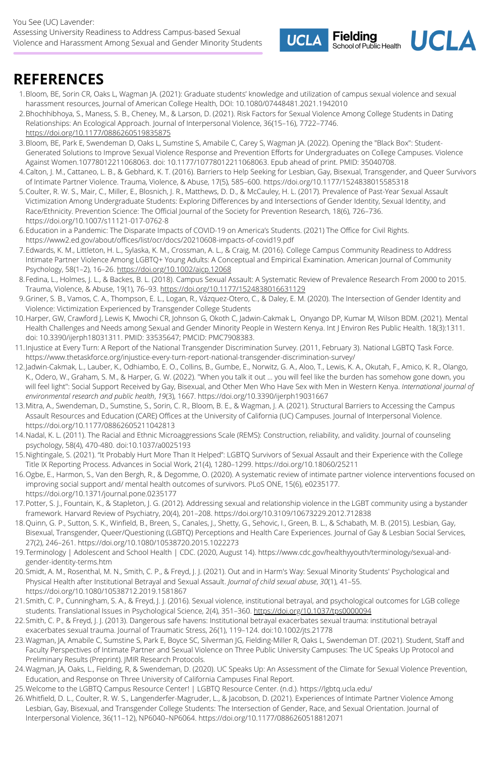# REFERENCES

1. Bloom, BE, Sorin CR, Oaks L, Wagman JA. (2021): Graduate students' knowledge and utilization of campus sexual violence and sexual harassment resources, Journal of American College Health, DOI: 10.1080/07448481.2021.1942010
2. Bhochhibhoya, S., Maness, S. B., Cheney, M., & Larson, D. (2021). Risk Factors for Sexual Violence Among College Students in Dating Relationships: An Ecological Approach. Journal of Interpersonal Violence, 36(15–16), 7722–7746. https://doi.org/10.1177/0886260519835875
3. Bloom, BE, Park E, Swendeman D, Oaks L, Sumstine S, Amabile C, Carey S, Wagman JA. (2022). Opening the "Black Box": Student-Generated Solutions to Improve Sexual Violence Response and Prevention Efforts for Undergraduates on College Campuses. Violence Against Women.10778012211068063. doi: 10.1177/10778012211068063. Epub ahead of print. PMID: 35040708.
4. Calton, J. M., Cattaneo, L. B., & Gebhard, K. T. (2016). Barriers to Help Seeking for Lesbian, Gay, Bisexual, Transgender, and Queer Survivors of Intimate Partner Violence. Trauma, Violence, & Abuse, 17(5), 585–600. https://doi.org/10.1177/1524838015585318
5. Coulter, R. W. S., Mair, C., Miller, E., Blosnich, J. R., Matthews, D. D., & McCauley, H. L. (2017). Prevalence of Past-Year Sexual Assault Victimization Among Undergraduate Students: Exploring Differences by and Intersections of Gender Identity, Sexual Identity, and Race/Ethnicity. Prevention Science: The Official Journal of the Society for Prevention Research, 18(6), 726–736. https://doi.org/10.1007/s11121-017-0762-8
6. Education in a Pandemic: The Disparate Impacts of COVID-19 on America's Students. (2021) The Office for Civil Rights. https://www2.ed.gov/about/offices/list/ocr/docs/20210608-impacts-of-covid19.pdf
7. Edwards, K. M., Littleton, H. L., Sylaska, K. M., Crossman, A. L., & Craig, M. (2016). College Campus Community Readiness to Address Intimate Partner Violence Among LGBTQ+ Young Adults: A Conceptual and Empirical Examination. American Journal of Community Psychology, 58(1–2), 16–26. https://doi.org/10.1002/ajcp.12068
8. Fedina, L., Holmes, J. L., & Backes, B. L. (2018). Campus Sexual Assault: A Systematic Review of Prevalence Research From 2000 to 2015. Trauma, Violence, & Abuse, 19(1), 76–93. https://doi.org/10.1177/1524838016631129
9. Griner, S. B., Vamos, C. A., Thompson, E. L., Logan, R., Vázquez-Otero, C., & Daley, E. M. (2020). The Intersection of Gender Identity and Violence: Victimization Experienced by Transgender College Students
10. Harper, GW, Crawford J, Lewis K, Mwochi CR, Johnson G, Okoth C, Jadwin-Cakmak L, Onyango DP, Kumar M, Wilson BDM. (2021). Mental Health Challenges and Needs among Sexual and Gender Minority People in Western Kenya. Int J Environ Res Public Health. 18(3):1311. doi: 10.3390/ijerph18031311. PMID: 33535647; PMCID: PMC7908383.
11. Injustice at Every Turn: A Report of the National Transgender Discrimination Survey. (2011, February 3). National LGBTQ Task Force. https://www.thetaskforce.org/injustice-every-turn-report-national-transgender-discrimination-survey/
12. Jadwin-Cakmak, L., Lauber, K., Odhiambo, E. O., Collins, B., Gumbe, E., Norwitz, G. A., Aloo, T., Lewis, K. A., Okutah, F., Amico, K. R., Olango, K., Odero, W., Graham, S. M., & Harper, G. W. (2022). "When you talk it out ... you will feel like the burden has somehow gone down, you will feel light": Social Support Received by Gay, Bisexual, and Other Men Who Have Sex with Men in Western Kenya. *International journal of environmental research and public health*, *19*(3), 1667. https://doi.org/10.3390/ijerph19031667
13. Mitra, A., Swendeman, D., Sumstine, S., Sorin, C. R., Bloom, B. E., & Wagman, J. A. (2021). Structural Barriers to Accessing the Campus Assault Resources and Education (CARE) Offices at the University of California (UC) Campuses. Journal of Interpersonal Violence. https://doi.org/10.1177/08862605211042813
14. Nadal, K. L. (2011). The Racial and Ethnic Microaggressions Scale (REMS): Construction, reliability, and validity. Journal of counseling psychology, 58(4), 470-480. doi:10.1037/a0025193
15. Nightingale, S. (2021). "It Probably Hurt More Than It Helped": LGBTQ Survivors of Sexual Assault and their Experience with the College Title IX Reporting Process. Advances in Social Work, 21(4), 1280–1299. https://doi.org/10.18060/25211
16. Ogbe, E., Harmon, S., Van den Bergh, R., & Degomme, O. (2020). A systematic review of intimate partner violence interventions focused on improving social support and/ mental health outcomes of survivors. PLoS ONE, 15(6), e0235177. https://doi.org/10.1371/journal.pone.0235177
17. Potter, S. J., Fountain, K., & Stapleton, J. G. (2012). Addressing sexual and relationship violence in the LGBT community using a bystander framework. Harvard Review of Psychiatry, 20(4), 201–208. https://doi.org/10.3109/10673229.2012.712838
18. Quinn, G. P., Sutton, S. K., Winfield, B., Breen, S., Canales, J., Shetty, G., Sehovic, I., Green, B. L., & Schabath, M. B. (2015). Lesbian, Gay, Bisexual, Transgender, Queer/Questioning (LGBTQ) Perceptions and Health Care Experiences. Journal of Gay & Lesbian Social Services, 27(2), 246–261. https://doi.org/10.1080/10538720.2015.1022273
19. Terminology | Adolescent and School Health | CDC. (2020, August 14). https://www.cdc.gov/healthyyouth/terminology/sexual-and-gender-identity-terms.htm
20. Smidt, A. M., Rosenthal, M. N., Smith, C. P., & Freyd, J. J. (2021). Out and in Harm's Way: Sexual Minority Students' Psychological and Physical Health after Institutional Betrayal and Sexual Assault. *Journal of child sexual abuse*, *30*(1), 41–55. https://doi.org/10.1080/10538712.2019.1581867
21. Smith, C. P., Cunningham, S. A., & Freyd, J. J. (2016). Sexual violence, institutional betrayal, and psychological outcomes for LGB college students. Translational Issues in Psychological Science, 2(4), 351–360. https://doi.org/10.1037/tps0000094
22. Smith, C. P., & Freyd, J. J. (2013). Dangerous safe havens: Institutional betrayal exacerbates sexual trauma: institutional betrayal exacerbates sexual trauma. Journal of Traumatic Stress, 26(1), 119–124. doi:10.1002/jts.21778
23. Wagman, JA, Amabile C, Sumstine S, Park E, Boyce SC, Silverman JG, Fielding-Miller R, Oaks L, Swendeman DT. (2021). Student, Staff and Faculty Perspectives of Intimate Partner and Sexual Violence on Three Public University Campuses: The UC Speaks Up Protocol and Preliminary Results (Preprint). JMIR Research Protocols.
24. Wagman, JA, Oaks, L., Fielding, R, & Swendeman, D. (2020). UC Speaks Up: An Assessment of the Climate for Sexual Violence Prevention, Education, and Response on Three University of California Campuses Final Report.
25. Welcome to the LGBTQ Campus Resource Center! | LGBTQ Resource Center. (n.d.). https://lgbtq.ucla.edu/
26. Whitfield, D. L., Coulter, R. W. S., Langenderfer-Magruder, L., & Jacobson, D. (2021). Experiences of Intimate Partner Violence Among Lesbian, Gay, Bisexual, and Transgender College Students: The Intersection of Gender, Race, and Sexual Orientation. Journal of Interpersonal Violence, 36(11–12), NP6040–NP6064. https://doi.org/10.1177/0886260518812071